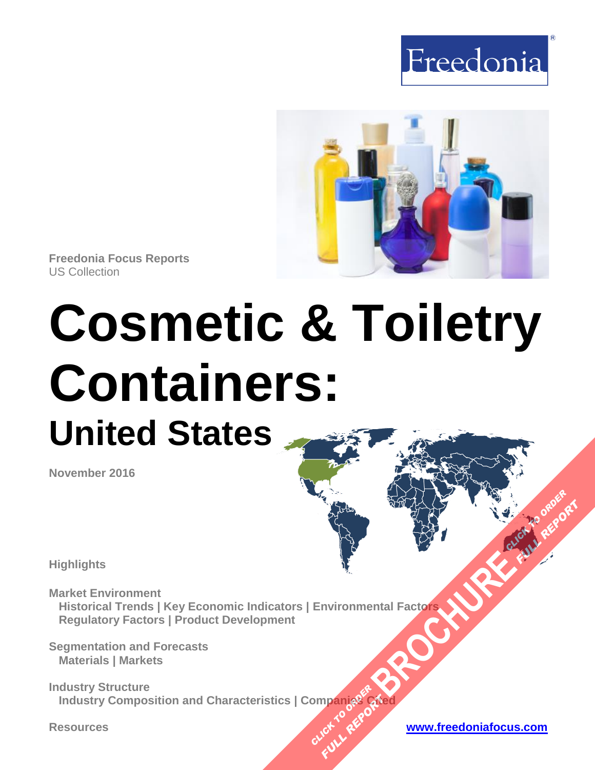Freedonia

**Freedonia Focus Reports**
US Collection

# Cosmetic & Toiletry Containers:
## United States

**November 2016**

**Highlights**

**Market Environment**
Historical Trends | Key Economic Indicators | Environmental Factors
Regulatory Factors | Product Development

**Segmentation and Forecasts**
Materials | Markets

**Industry Structure**
Industry Composition and Characteristics | Companies Cited

**Resources**

www.freedoniafocus.com

BROCHURE
CLICK TO ORDER FULL REPORT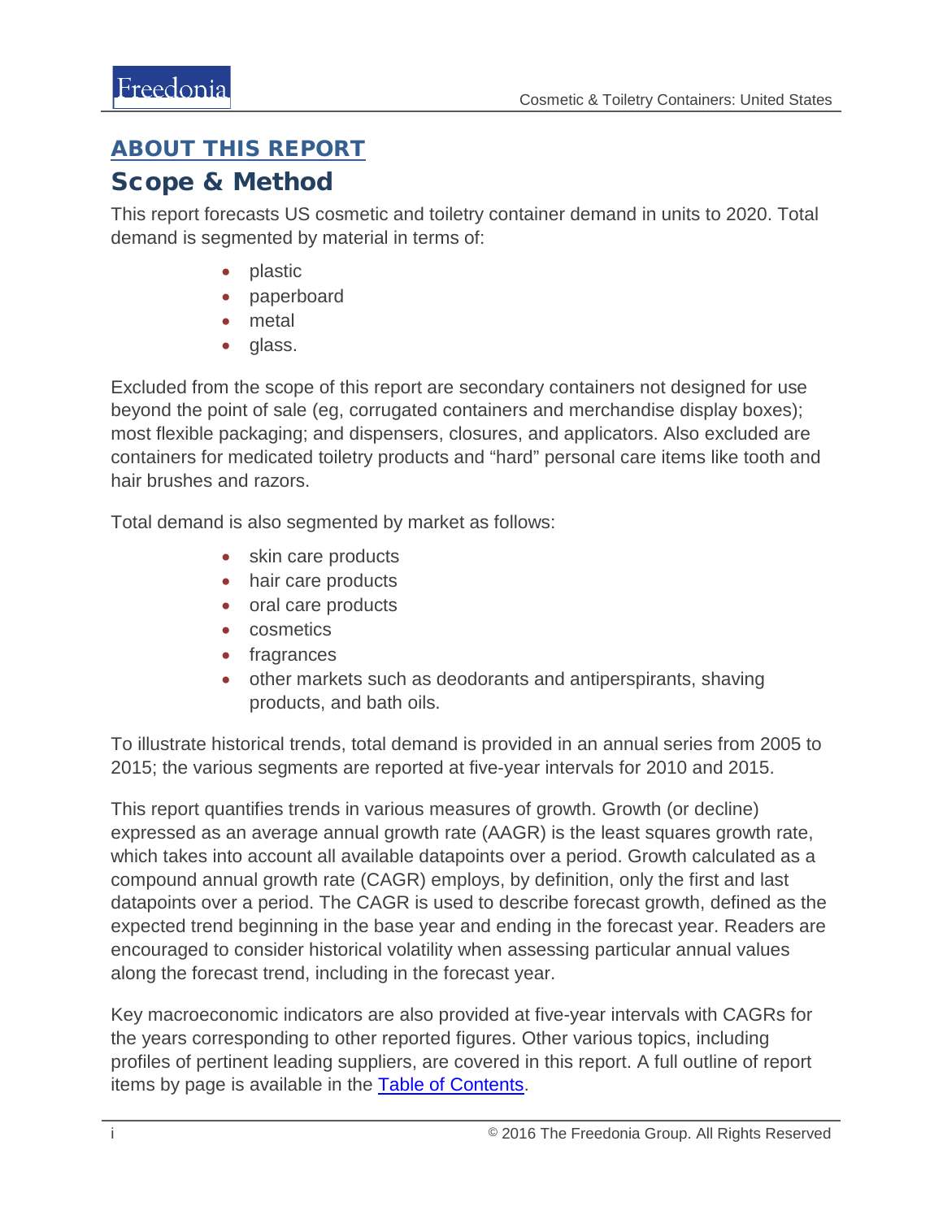## ABOUT THIS REPORT

# Scope & Method

This report forecasts US cosmetic and toiletry container demand in units to 2020. Total demand is segmented by material in terms of:

- plastic
- paperboard
- metal
- glass.

Excluded from the scope of this report are secondary containers not designed for use beyond the point of sale (eg, corrugated containers and merchandise display boxes); most flexible packaging; and dispensers, closures, and applicators. Also excluded are containers for medicated toiletry products and "hard" personal care items like tooth and hair brushes and razors.

Total demand is also segmented by market as follows:

- skin care products
- hair care products
- oral care products
- cosmetics
- fragrances
- other markets such as deodorants and antiperspirants, shaving products, and bath oils.

To illustrate historical trends, total demand is provided in an annual series from 2005 to 2015; the various segments are reported at five-year intervals for 2010 and 2015.

This report quantifies trends in various measures of growth. Growth (or decline) expressed as an average annual growth rate (AAGR) is the least squares growth rate, which takes into account all available datapoints over a period. Growth calculated as a compound annual growth rate (CAGR) employs, by definition, only the first and last datapoints over a period. The CAGR is used to describe forecast growth, defined as the expected trend beginning in the base year and ending in the forecast year. Readers are encouraged to consider historical volatility when assessing particular annual values along the forecast trend, including in the forecast year.

Key macroeconomic indicators are also provided at five-year intervals with CAGRs for the years corresponding to other reported figures. Other various topics, including profiles of pertinent leading suppliers, are covered in this report. A full outline of report items by page is available in the Table of Contents.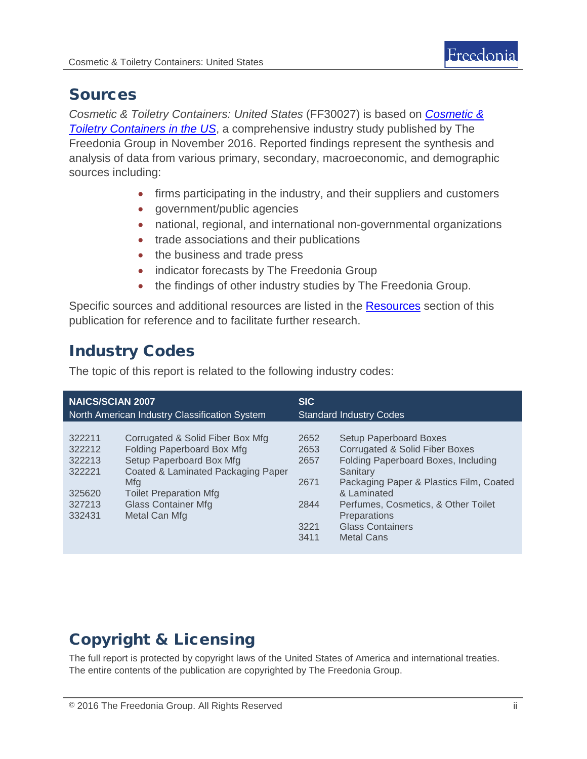## Sources

*Cosmetic & Toiletry Containers: United States* (FF30027) is based on [*Cosmetic & Toiletry Containers in the US*](), a comprehensive industry study published by The Freedonia Group in November 2016. Reported findings represent the synthesis and analysis of data from various primary, secondary, macroeconomic, and demographic sources including:

- firms participating in the industry, and their suppliers and customers
- government/public agencies
- national, regional, and international non-governmental organizations
- trade associations and their publications
- the business and trade press
- indicator forecasts by The Freedonia Group
- the findings of other industry studies by The Freedonia Group.

Specific sources and additional resources are listed in the [Resources]() section of this publication for reference and to facilitate further research.

## Industry Codes

The topic of this report is related to the following industry codes:

| **NAICS/SCIAN 2007** North American Industry Classification System | | **SIC** Standard Industry Codes | |
|---|---|---|---|
| 322211 | Corrugated & Solid Fiber Box Mfg | 2652 | Setup Paperboard Boxes |
| 322212 | Folding Paperboard Box Mfg | 2653 | Corrugated & Solid Fiber Boxes |
| 322213 | Setup Paperboard Box Mfg | 2657 | Folding Paperboard Boxes, Including Sanitary |
| 322221 | Coated & Laminated Packaging Paper Mfg | 2671 | Packaging Paper & Plastics Film, Coated & Laminated |
| 325620 | Toilet Preparation Mfg | 2844 | Perfumes, Cosmetics, & Other Toilet Preparations |
| 327213 | Glass Container Mfg | 3221 | Glass Containers |
| 332431 | Metal Can Mfg | 3411 | Metal Cans |

## Copyright & Licensing

The full report is protected by copyright laws of the United States of America and international treaties. The entire contents of the publication are copyrighted by The Freedonia Group.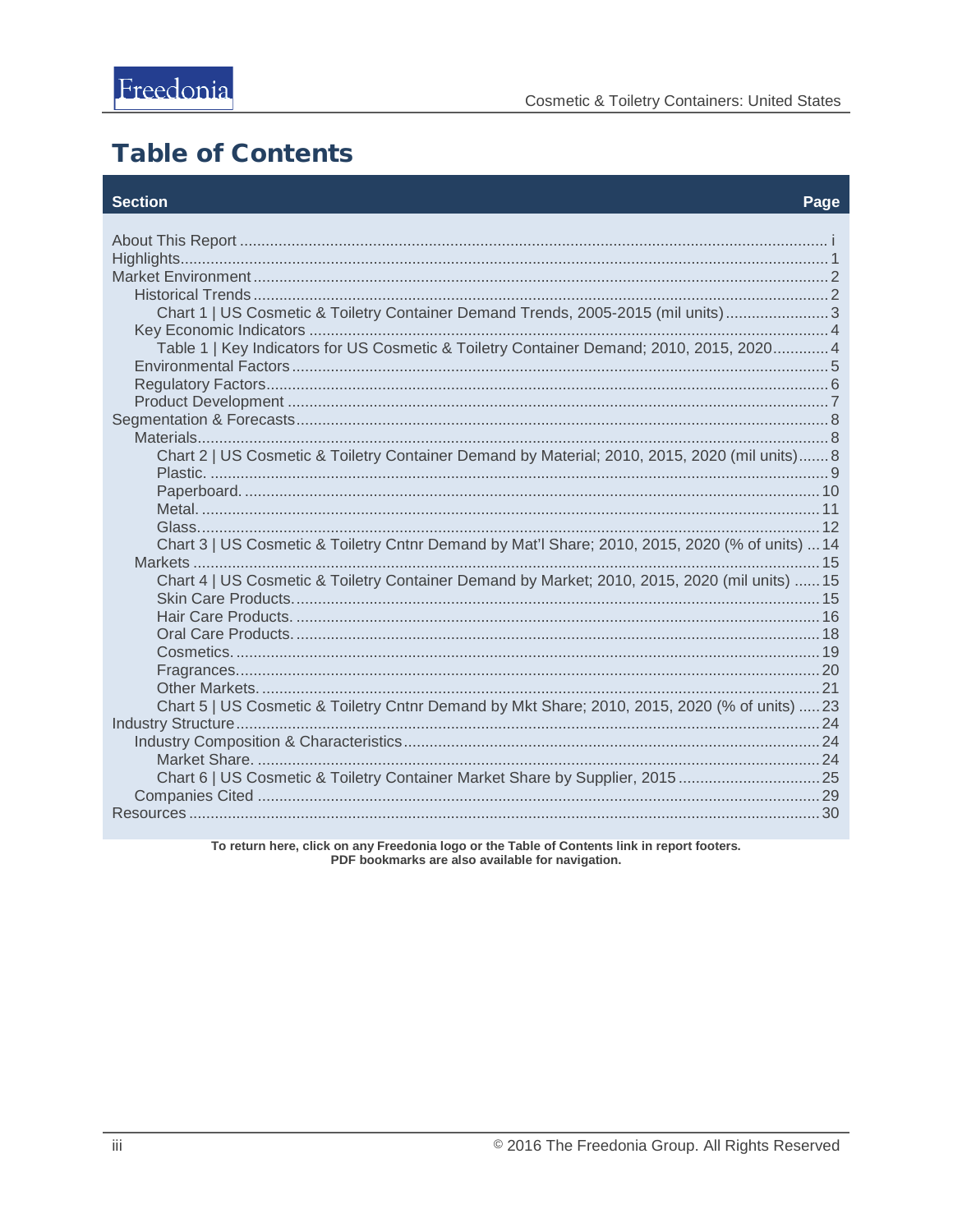# Table of Contents

| Section | Page |
|---|---|
| About This Report | i |
| Highlights | 1 |
| Market Environment | 2 |
| Historical Trends | 2 |
| Chart 1 \| US Cosmetic & Toiletry Container Demand Trends, 2005-2015 (mil units) | 3 |
| Key Economic Indicators | 4 |
| Table 1 \| Key Indicators for US Cosmetic & Toiletry Container Demand; 2010, 2015, 2020 | 4 |
| Environmental Factors | 5 |
| Regulatory Factors | 6 |
| Product Development | 7 |
| Segmentation & Forecasts | 8 |
| Materials | 8 |
| Chart 2 \| US Cosmetic & Toiletry Container Demand by Material; 2010, 2015, 2020 (mil units) | 8 |
| Plastic. | 9 |
| Paperboard. | 10 |
| Metal. | 11 |
| Glass. | 12 |
| Chart 3 \| US Cosmetic & Toiletry Cntnr Demand by Mat'l Share; 2010, 2015, 2020 (% of units) | 14 |
| Markets | 15 |
| Chart 4 \| US Cosmetic & Toiletry Container Demand by Market; 2010, 2015, 2020 (mil units) | 15 |
| Skin Care Products. | 15 |
| Hair Care Products. | 16 |
| Oral Care Products. | 18 |
| Cosmetics. | 19 |
| Fragrances. | 20 |
| Other Markets. | 21 |
| Chart 5 \| US Cosmetic & Toiletry Cntnr Demand by Mkt Share; 2010, 2015, 2020 (% of units) | 23 |
| Industry Structure | 24 |
| Industry Composition & Characteristics | 24 |
| Market Share. | 24 |
| Chart 6 \| US Cosmetic & Toiletry Container Market Share by Supplier, 2015 | 25 |
| Companies Cited | 29 |
| Resources | 30 |

**To return here, click on any Freedonia logo or the Table of Contents link in report footers.**
**PDF bookmarks are also available for navigation.**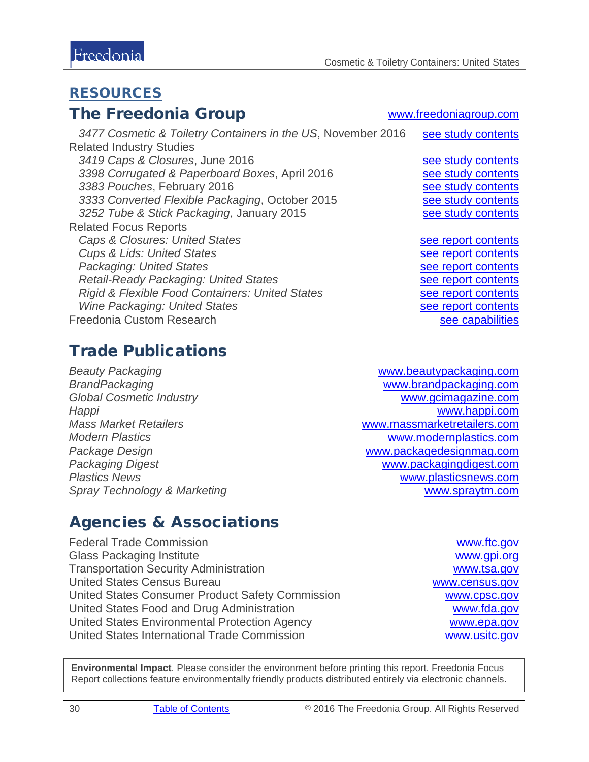# RESOURCES

## The Freedonia Group

www.freedoniagroup.com

*3477 Cosmetic & Toiletry Containers in the US*, November 2016 — see study contents

Related Industry Studies

- *3419 Caps & Closures*, June 2016 — see study contents
- *3398 Corrugated & Paperboard Boxes*, April 2016 — see study contents
- *3383 Pouches*, February 2016 — see study contents
- *3333 Converted Flexible Packaging*, October 2015 — see study contents
- *3252 Tube & Stick Packaging*, January 2015 — see study contents

Related Focus Reports

- *Caps & Closures: United States* — see report contents
- *Cups & Lids: United States* — see report contents
- *Packaging: United States* — see report contents
- *Retail-Ready Packaging: United States* — see report contents
- *Rigid & Flexible Food Containers: United States* — see report contents
- *Wine Packaging: United States* — see report contents

Freedonia Custom Research — see capabilities

## Trade Publications

| | |
|---|---|
| *Beauty Packaging* | www.beautypackaging.com |
| *BrandPackaging* | www.brandpackaging.com |
| *Global Cosmetic Industry* | www.gcimagazine.com |
| *Happi* | www.happi.com |
| *Mass Market Retailers* | www.massmarketretailers.com |
| *Modern Plastics* | www.modernplastics.com |
| *Package Design* | www.packagedesignmag.com |
| *Packaging Digest* | www.packagingdigest.com |
| *Plastics News* | www.plasticsnews.com |
| *Spray Technology & Marketing* | www.spraytm.com |

## Agencies & Associations

| | |
|---|---|
| Federal Trade Commission | www.ftc.gov |
| Glass Packaging Institute | www.gpi.org |
| Transportation Security Administration | www.tsa.gov |
| United States Census Bureau | www.census.gov |
| United States Consumer Product Safety Commission | www.cpsc.gov |
| United States Food and Drug Administration | www.fda.gov |
| United States Environmental Protection Agency | www.epa.gov |
| United States International Trade Commission | www.usitc.gov |

**Environmental Impact**. Please consider the environment before printing this report. Freedonia Focus Report collections feature environmentally friendly products distributed entirely via electronic channels.